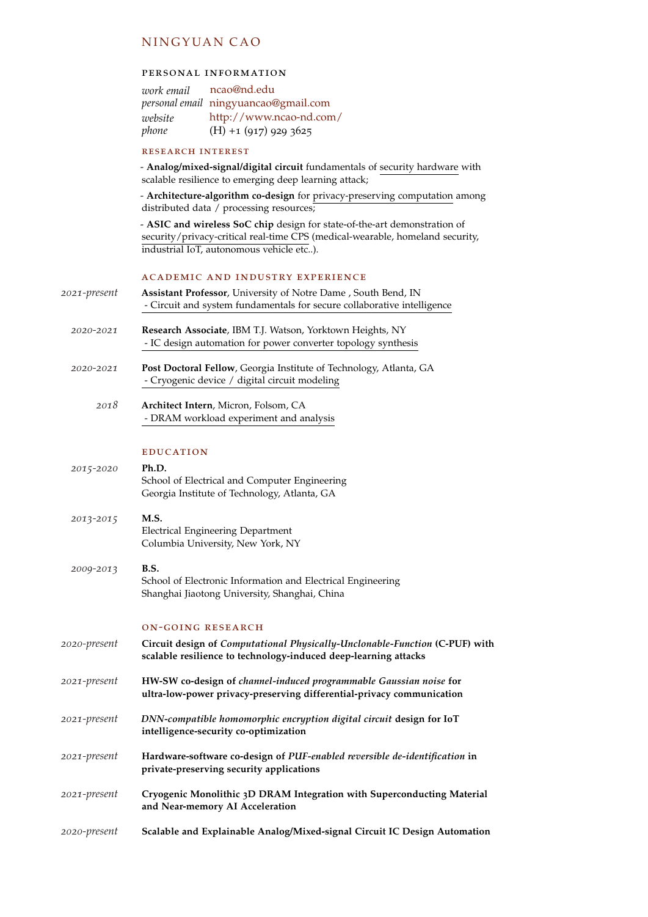# NINGYUAN CAO

## PERSONAL INFORMATION

| | |
|---|---|
| *work email* | ncao@nd.edu |
| *personal email* | ningyuancao@gmail.com |
| *website* | http://www.ncao-nd.com/ |
| *phone* | (H) +1 (917) 929 3625 |

### RESEARCH INTEREST

- **Analog/mixed-signal/digital circuit** fundamentals of security hardware with scalable resilience to emerging deep learning attack;
- **Architecture-algorithm co-design** for privacy-preserving computation among distributed data / processing resources;
- **ASIC and wireless SoC chip** design for state-of-the-art demonstration of security/privacy-critical real-time CPS (medical-wearable, homeland security, industrial IoT, autonomous vehicle etc..).

### ACADEMIC AND INDUSTRY EXPERIENCE

*2021-present* — **Assistant Professor**, University of Notre Dame , South Bend, IN
- Circuit and system fundamentals for secure collaborative intelligence

*2020-2021* — **Research Associate**, IBM T.J. Watson, Yorktown Heights, NY
- IC design automation for power converter topology synthesis

*2020-2021* — **Post Doctoral Fellow**, Georgia Institute of Technology, Atlanta, GA
- Cryogenic device / digital circuit modeling

*2018* — **Architect Intern**, Micron, Folsom, CA
- DRAM workload experiment and analysis

### EDUCATION

*2015-2020* — **Ph.D.**
School of Electrical and Computer Engineering
Georgia Institute of Technology, Atlanta, GA

*2013-2015* — **M.S.**
Electrical Engineering Department
Columbia University, New York, NY

*2009-2013* — **B.S.**
School of Electronic Information and Electrical Engineering
Shanghai Jiaotong University, Shanghai, China

### ON-GOING RESEARCH

*2020-present* — **Circuit design of *Computational Physically-Unclonable-Function* (C-PUF) with scalable resilience to technology-induced deep-learning attacks**

*2021-present* — **HW-SW co-design of *channel-induced programmable Gaussian noise* for ultra-low-power privacy-preserving differential-privacy communication**

*2021-present* — ***DNN-compatible homomorphic encryption digital circuit* design for IoT intelligence-security co-optimization**

*2021-present* — **Hardware-software co-design of *PUF-enabled reversible de-identification* in private-preserving security applications**

*2021-present* — **Cryogenic Monolithic 3D DRAM Integration with Superconducting Material and Near-memory AI Acceleration**

*2020-present* — **Scalable and Explainable Analog/Mixed-signal Circuit IC Design Automation**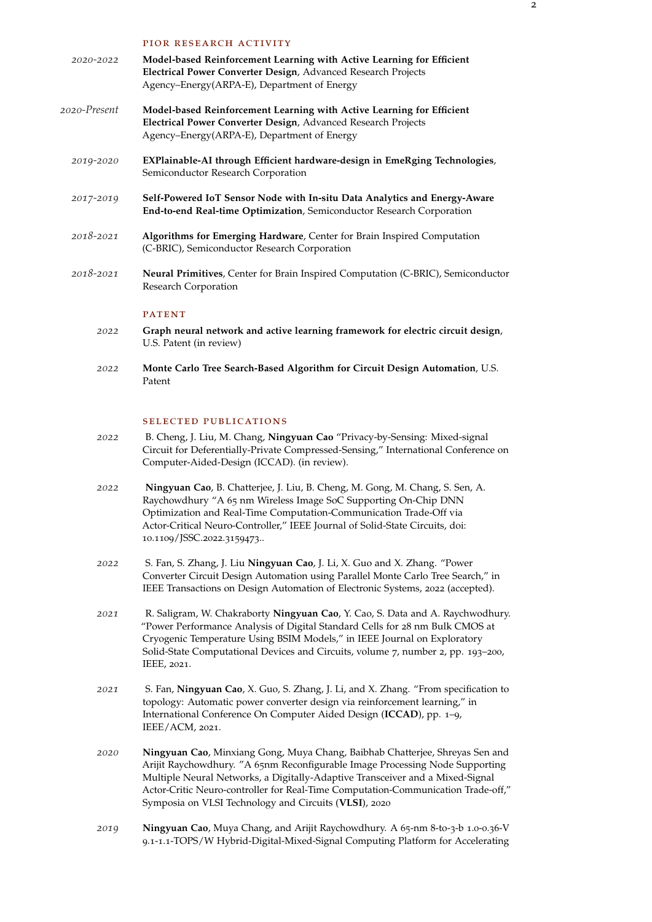## PIOR RESEARCH ACTIVITY

*2020-2022* **Model-based Reinforcement Learning with Active Learning for Efficient Electrical Power Converter Design**, Advanced Research Projects Agency–Energy(ARPA-E), Department of Energy

*2020-Present* **Model-based Reinforcement Learning with Active Learning for Efficient Electrical Power Converter Design**, Advanced Research Projects Agency–Energy(ARPA-E), Department of Energy

*2019-2020* **EXPlainable-AI through Efficient hardware-design in EmeRging Technologies**, Semiconductor Research Corporation

*2017-2019* **Self-Powered IoT Sensor Node with In-situ Data Analytics and Energy-Aware End-to-end Real-time Optimization**, Semiconductor Research Corporation

*2018-2021* **Algorithms for Emerging Hardware**, Center for Brain Inspired Computation (C-BRIC), Semiconductor Research Corporation

*2018-2021* **Neural Primitives**, Center for Brain Inspired Computation (C-BRIC), Semiconductor Research Corporation

## PATENT

*2022* **Graph neural network and active learning framework for electric circuit design**, U.S. Patent (in review)

*2022* **Monte Carlo Tree Search-Based Algorithm for Circuit Design Automation**, U.S. Patent

## SELECTED PUBLICATIONS

*2022* B. Cheng, J. Liu, M. Chang, **Ningyuan Cao** "Privacy-by-Sensing: Mixed-signal Circuit for Deferentially-Private Compressed-Sensing," International Conference on Computer-Aided-Design (ICCAD). (in review).

*2022* **Ningyuan Cao**, B. Chatterjee, J. Liu, B. Cheng, M. Gong, M. Chang, S. Sen, A. Raychowdhury "A 65 nm Wireless Image SoC Supporting On-Chip DNN Optimization and Real-Time Computation-Communication Trade-Off via Actor-Critical Neuro-Controller," IEEE Journal of Solid-State Circuits, doi: 10.1109/JSSC.2022.3159473..

*2022* S. Fan, S. Zhang, J. Liu **Ningyuan Cao**, J. Li, X. Guo and X. Zhang. "Power Converter Circuit Design Automation using Parallel Monte Carlo Tree Search," in IEEE Transactions on Design Automation of Electronic Systems, 2022 (accepted).

*2021* R. Saligram, W. Chakraborty **Ningyuan Cao**, Y. Cao, S. Data and A. Raychwodhury. "Power Performance Analysis of Digital Standard Cells for 28 nm Bulk CMOS at Cryogenic Temperature Using BSIM Models," in IEEE Journal on Exploratory Solid-State Computational Devices and Circuits, volume 7, number 2, pp. 193–200, IEEE, 2021.

*2021* S. Fan, **Ningyuan Cao**, X. Guo, S. Zhang, J. Li, and X. Zhang. "From specification to topology: Automatic power converter design via reinforcement learning," in International Conference On Computer Aided Design (**ICCAD**), pp. 1–9, IEEE/ACM, 2021.

*2020* **Ningyuan Cao**, Minxiang Gong, Muya Chang, Baibhab Chatterjee, Shreyas Sen and Arijit Raychowdhury. "A 65nm Reconfigurable Image Processing Node Supporting Multiple Neural Networks, a Digitally-Adaptive Transceiver and a Mixed-Signal Actor-Critic Neuro-controller for Real-Time Computation-Communication Trade-off," Symposia on VLSI Technology and Circuits (**VLSI**), 2020

*2019* **Ningyuan Cao**, Muya Chang, and Arijit Raychowdhury. A 65-nm 8-to-3-b 1.0-0.36-V 9.1-1.1-TOPS/W Hybrid-Digital-Mixed-Signal Computing Platform for Accelerating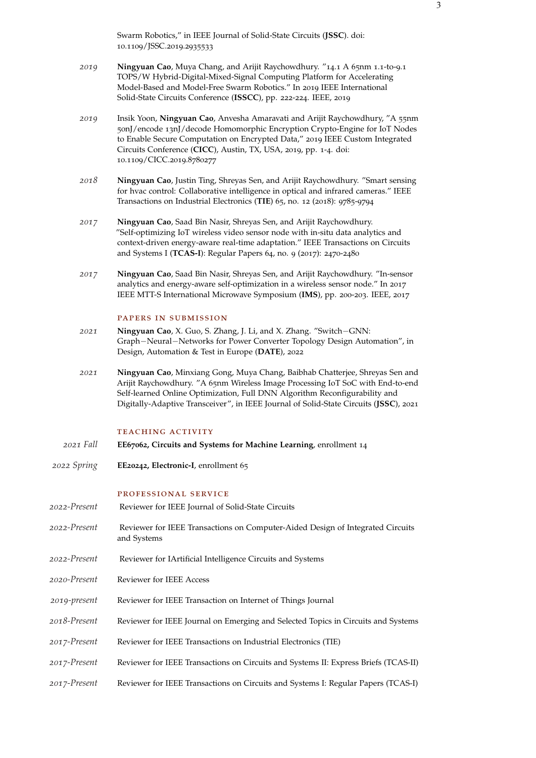Swarm Robotics," in IEEE Journal of Solid-State Circuits (**JSSC**). doi: 10.1109/JSSC.2019.2935533

*2019* **Ningyuan Cao**, Muya Chang, and Arijit Raychowdhury. "14.1 A 65nm 1.1-to-9.1 TOPS/W Hybrid-Digital-Mixed-Signal Computing Platform for Accelerating Model-Based and Model-Free Swarm Robotics." In 2019 IEEE International Solid-State Circuits Conference (**ISSCC**), pp. 222-224. IEEE, 2019

*2019* Insik Yoon, **Ningyuan Cao**, Anvesha Amaravati and Arijit Raychowdhury, "A 55nm 50nJ/encode 13nJ/decode Homomorphic Encryption Crypto-Engine for IoT Nodes to Enable Secure Computation on Encrypted Data," 2019 IEEE Custom Integrated Circuits Conference (**CICC**), Austin, TX, USA, 2019, pp. 1-4. doi: 10.1109/CICC.2019.8780277

*2018* **Ningyuan Cao**, Justin Ting, Shreyas Sen, and Arijit Raychowdhury. "Smart sensing for hvac control: Collaborative intelligence in optical and infrared cameras." IEEE Transactions on Industrial Electronics (**TIE**) 65, no. 12 (2018): 9785-9794

*2017* **Ningyuan Cao**, Saad Bin Nasir, Shreyas Sen, and Arijit Raychowdhury. "Self-optimizing IoT wireless video sensor node with in-situ data analytics and context-driven energy-aware real-time adaptation." IEEE Transactions on Circuits and Systems I (**TCAS-I**): Regular Papers 64, no. 9 (2017): 2470-2480

*2017* **Ningyuan Cao**, Saad Bin Nasir, Shreyas Sen, and Arijit Raychowdhury. "In-sensor analytics and energy-aware self-optimization in a wireless sensor node." In 2017 IEEE MTT-S International Microwave Symposium (**IMS**), pp. 200-203. IEEE, 2017

## Papers in Submission

*2021* **Ningyuan Cao**, X. Guo, S. Zhang, J. Li, and X. Zhang. "Switch−GNN: Graph−Neural−Networks for Power Converter Topology Design Automation", in Design, Automation & Test in Europe (**DATE**), 2022

*2021* **Ningyuan Cao**, Minxiang Gong, Muya Chang, Baibhab Chatterjee, Shreyas Sen and Arijit Raychowdhury. "A 65nm Wireless Image Processing IoT SoC with End-to-end Self-learned Online Optimization, Full DNN Algorithm Reconfigurability and Digitally-Adaptive Transceiver", in IEEE Journal of Solid-State Circuits (**JSSC**), 2021

## Teaching Activity

*2021 Fall* **EE67062, Circuits and Systems for Machine Learning**, enrollment 14

*2022 Spring* **EE20242, Electronic-I**, enrollment 65

## Professional Service

*2022-Present* Reviewer for IEEE Journal of Solid-State Circuits

*2022-Present* Reviewer for IEEE Transactions on Computer-Aided Design of Integrated Circuits and Systems

*2022-Present* Reviewer for IArtificial Intelligence Circuits and Systems

*2020-Present* Reviewer for IEEE Access

*2019-present* Reviewer for IEEE Transaction on Internet of Things Journal

*2018-Present* Reviewer for IEEE Journal on Emerging and Selected Topics in Circuits and Systems

*2017-Present* Reviewer for IEEE Transactions on Industrial Electronics (TIE)

*2017-Present* Reviewer for IEEE Transactions on Circuits and Systems II: Express Briefs (TCAS-II)

*2017-Present* Reviewer for IEEE Transactions on Circuits and Systems I: Regular Papers (TCAS-I)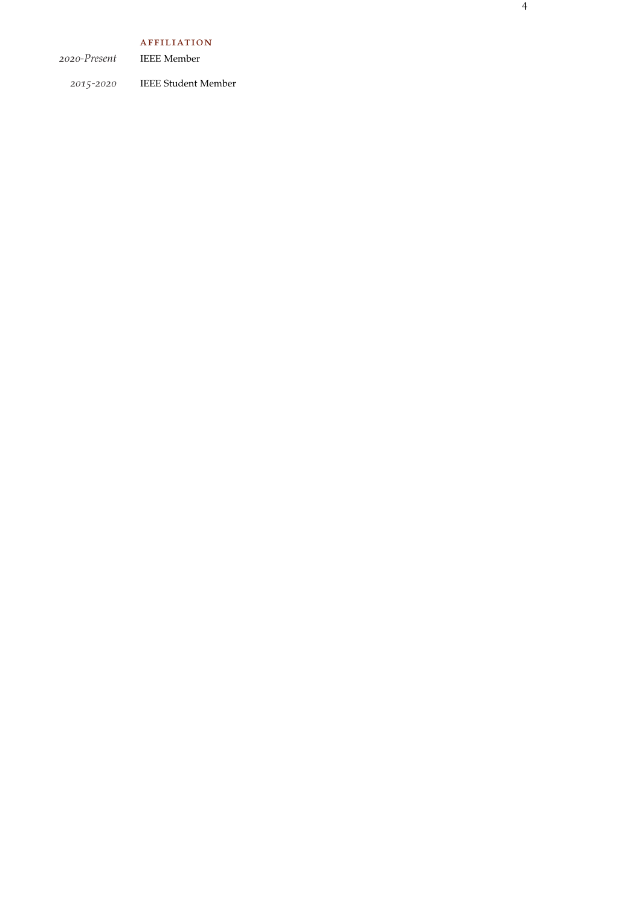## AFFILIATION

*2020-Present* IEEE Member

*2015-2020* IEEE Student Member